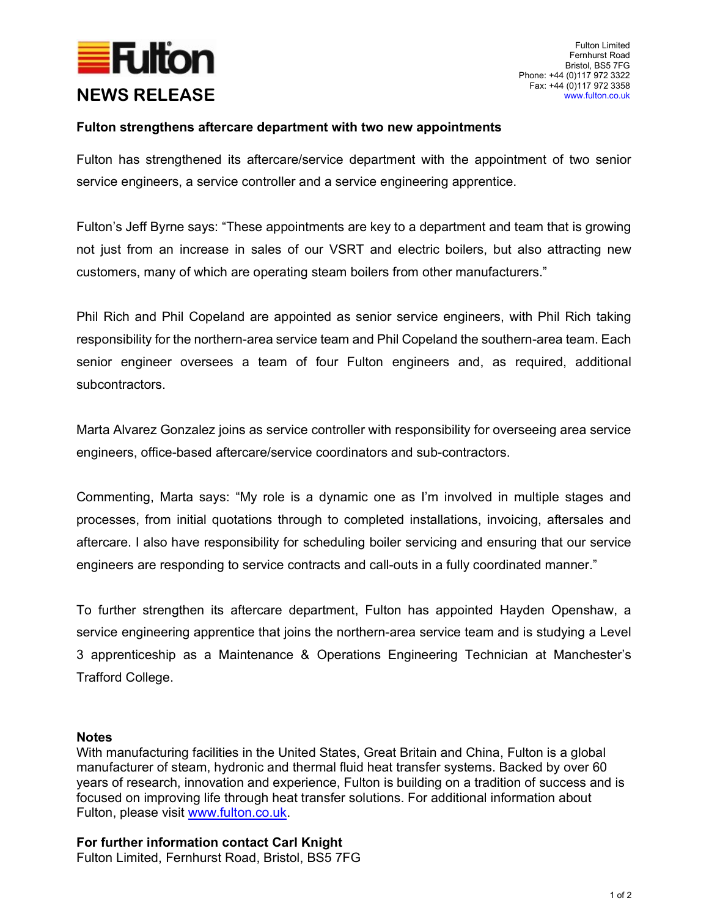Fulton

# NEWS RELEASE

Fulton Limited
Fernhurst Road
Bristol, BS5 7FG
Phone: +44 (0)117 972 3322
Fax: +44 (0)117 972 3358
www.fulton.co.uk

**Fulton strengthens aftercare department with two new appointments**

Fulton has strengthened its aftercare/service department with the appointment of two senior service engineers, a service controller and a service engineering apprentice.

Fulton's Jeff Byrne says: "These appointments are key to a department and team that is growing not just from an increase in sales of our VSRT and electric boilers, but also attracting new customers, many of which are operating steam boilers from other manufacturers."

Phil Rich and Phil Copeland are appointed as senior service engineers, with Phil Rich taking responsibility for the northern-area service team and Phil Copeland the southern-area team. Each senior engineer oversees a team of four Fulton engineers and, as required, additional subcontractors.

Marta Alvarez Gonzalez joins as service controller with responsibility for overseeing area service engineers, office-based aftercare/service coordinators and sub-contractors.

Commenting, Marta says: "My role is a dynamic one as I'm involved in multiple stages and processes, from initial quotations through to completed installations, invoicing, aftersales and aftercare. I also have responsibility for scheduling boiler servicing and ensuring that our service engineers are responding to service contracts and call-outs in a fully coordinated manner."

To further strengthen its aftercare department, Fulton has appointed Hayden Openshaw, a service engineering apprentice that joins the northern-area service team and is studying a Level 3 apprenticeship as a Maintenance & Operations Engineering Technician at Manchester's Trafford College.

**Notes**
With manufacturing facilities in the United States, Great Britain and China, Fulton is a global manufacturer of steam, hydronic and thermal fluid heat transfer systems. Backed by over 60 years of research, innovation and experience, Fulton is building on a tradition of success and is focused on improving life through heat transfer solutions. For additional information about Fulton, please visit www.fulton.co.uk.

**For further information contact Carl Knight**
Fulton Limited, Fernhurst Road, Bristol, BS5 7FG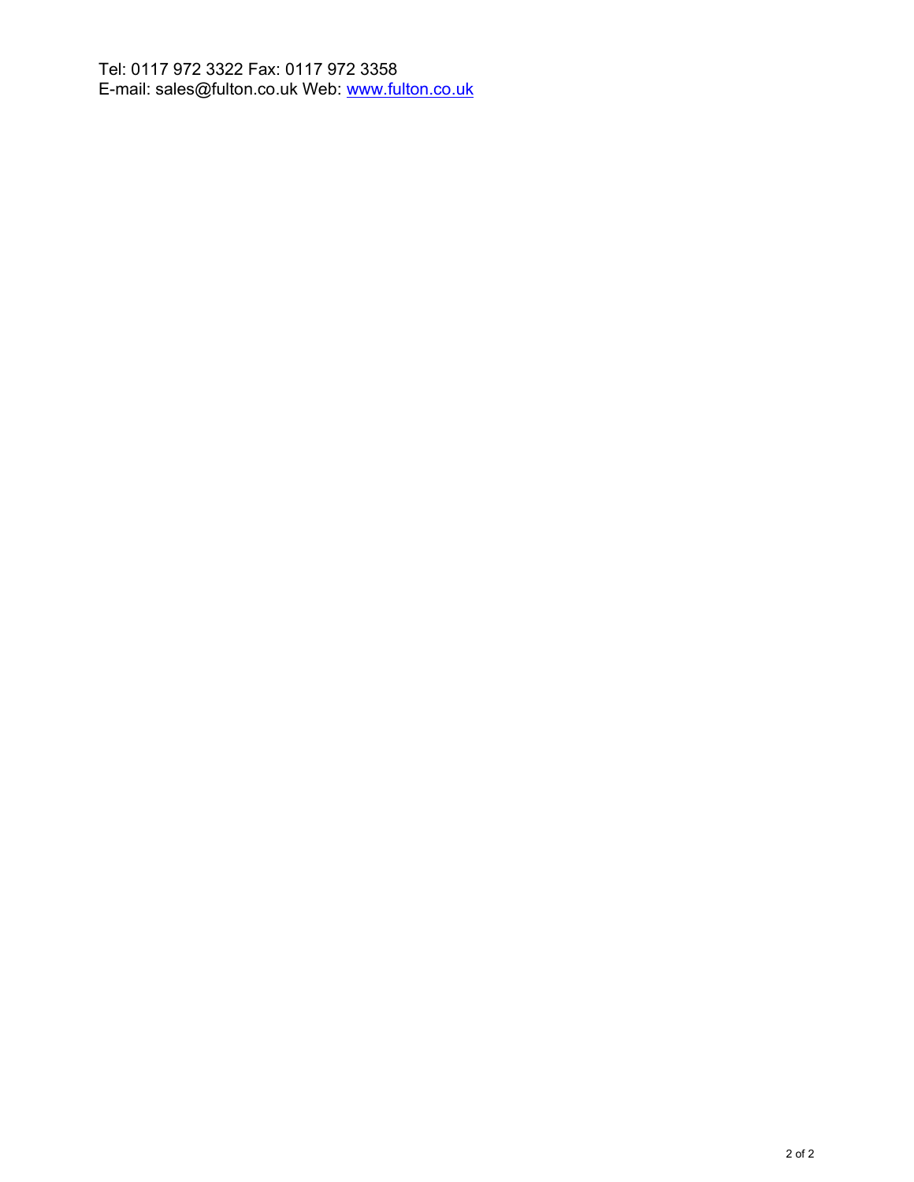Tel: 0117 972 3322 Fax: 0117 972 3358
E-mail: sales@fulton.co.uk Web: www.fulton.co.uk